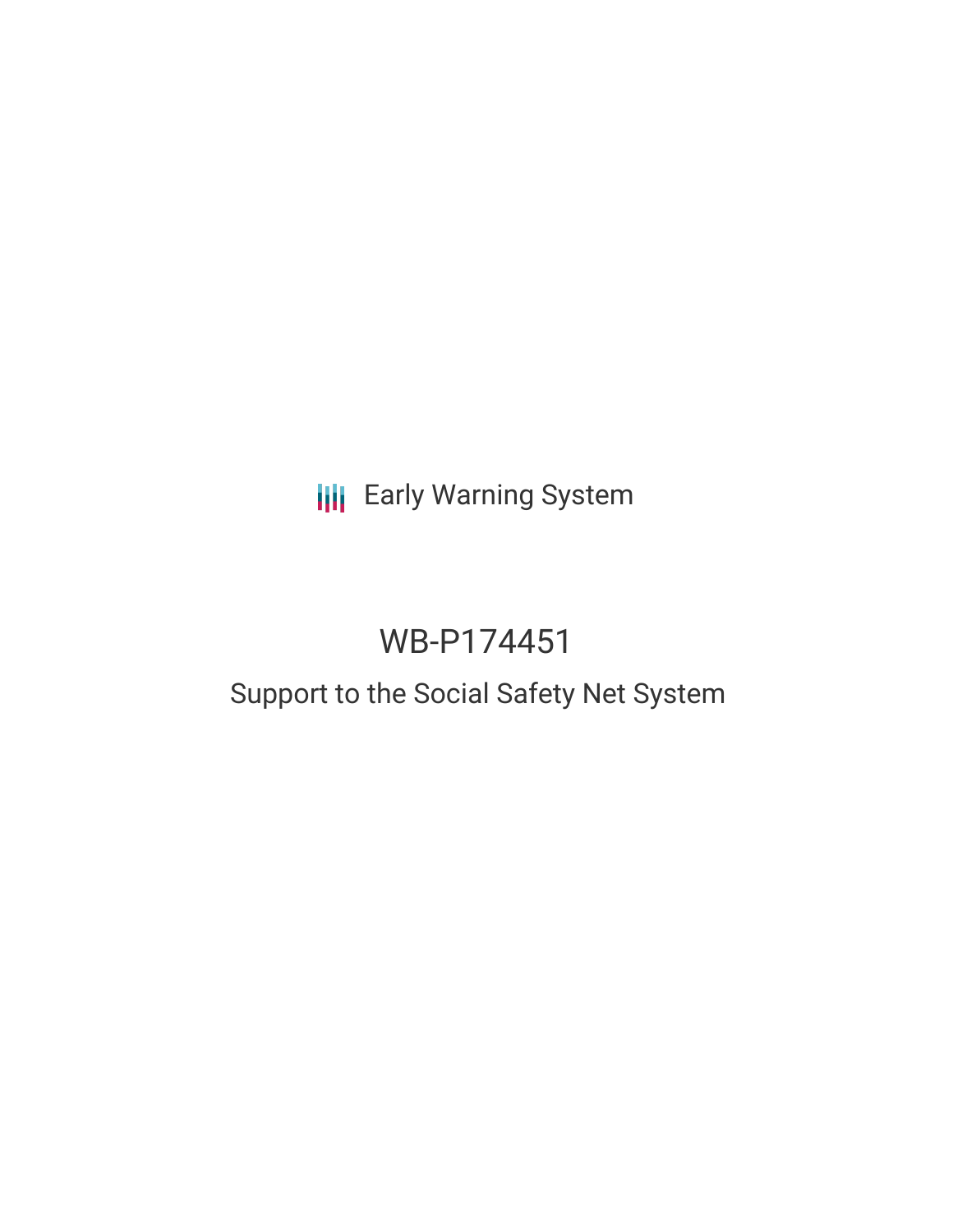Early Warning System

# WB-P174451

## Support to the Social Safety Net System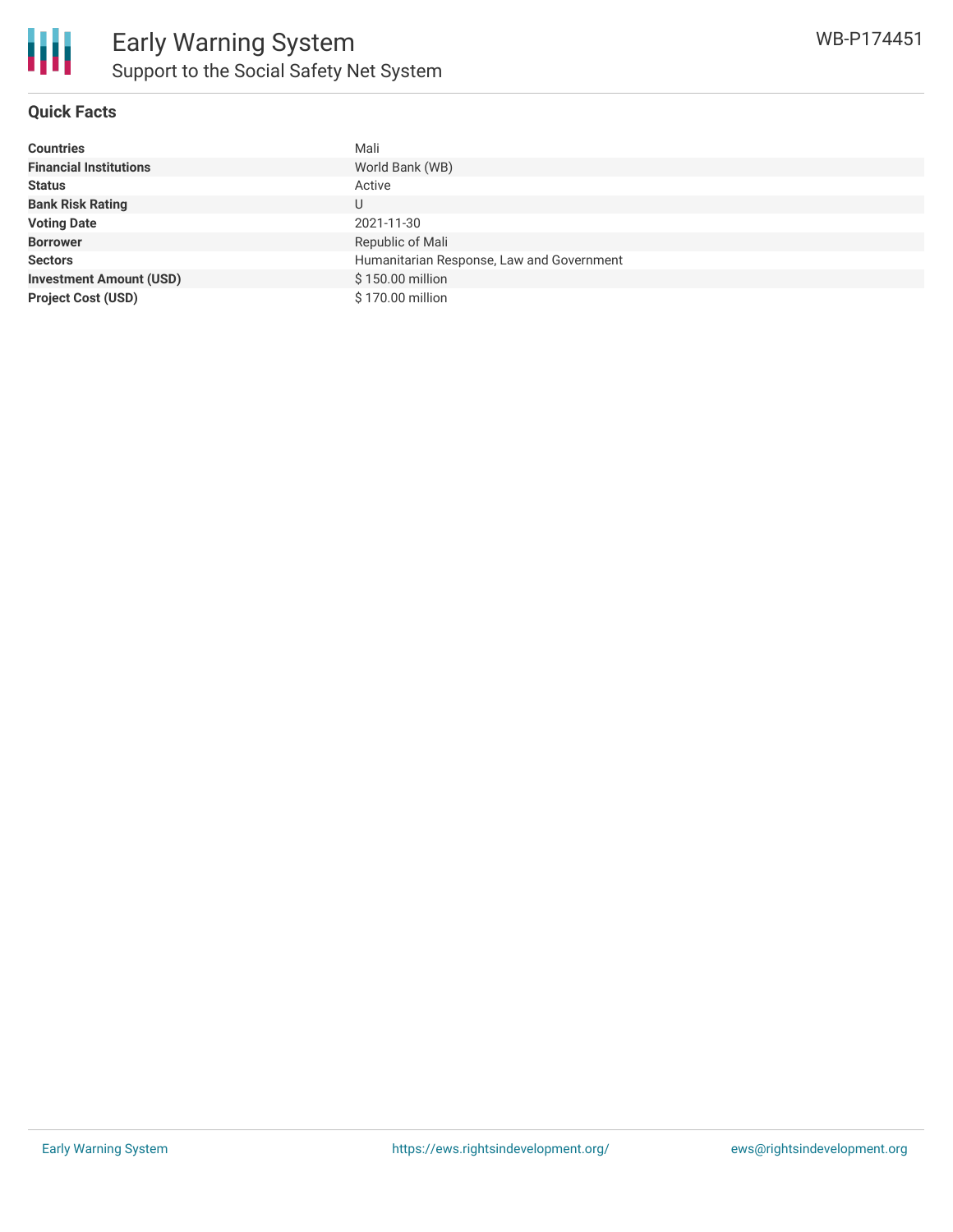# Early Warning System

## Support to the Social Safety Net System

WB-P174451

### Quick Facts

| | |
|---|---|
| **Countries** | Mali |
| **Financial Institutions** | World Bank (WB) |
| **Status** | Active |
| **Bank Risk Rating** | U |
| **Voting Date** | 2021-11-30 |
| **Borrower** | Republic of Mali |
| **Sectors** | Humanitarian Response, Law and Government |
| **Investment Amount (USD)** | $ 150.00 million |
| **Project Cost (USD)** | $ 170.00 million |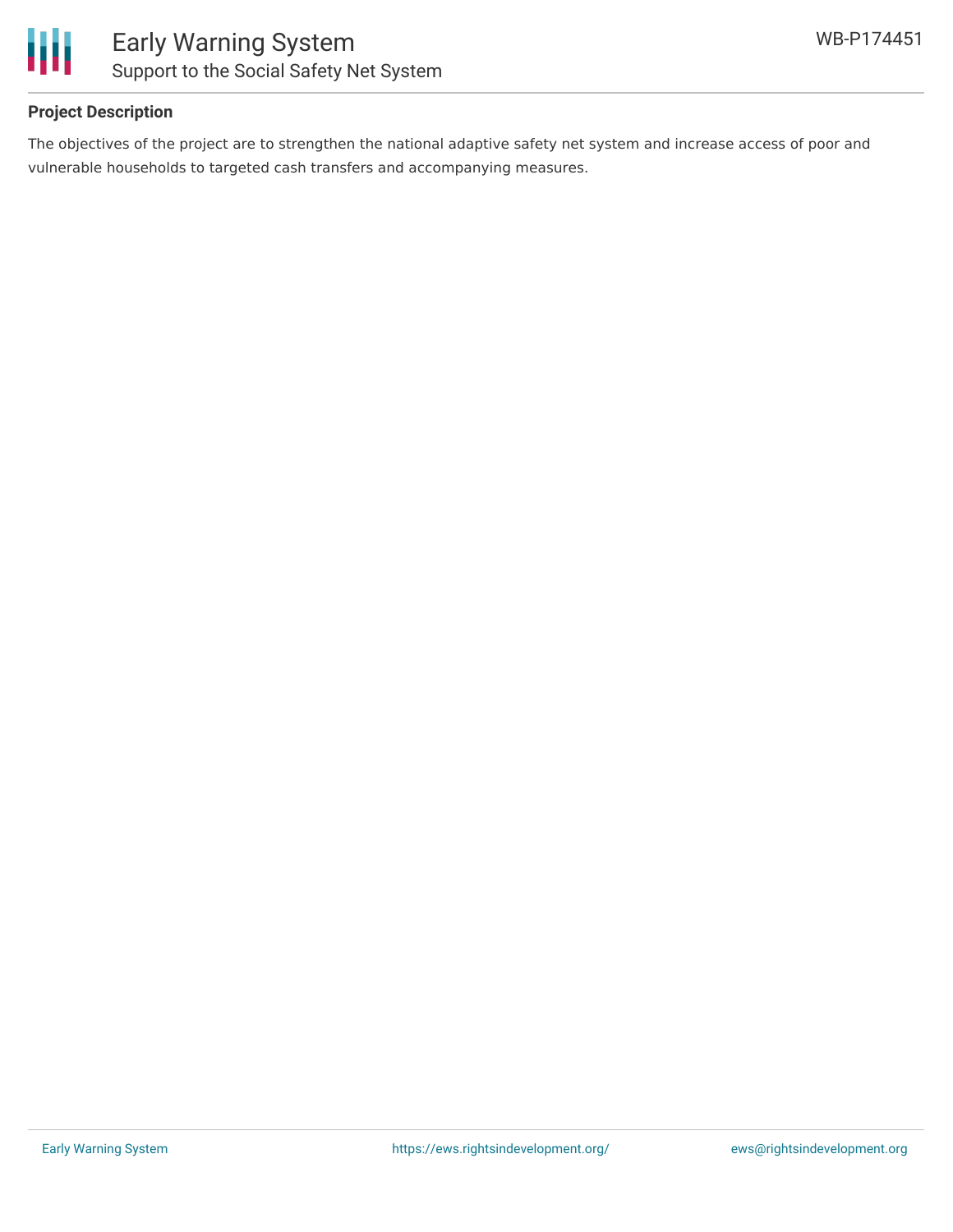**Project Description**

The objectives of the project are to strengthen the national adaptive safety net system and increase access of poor and vulnerable households to targeted cash transfers and accompanying measures.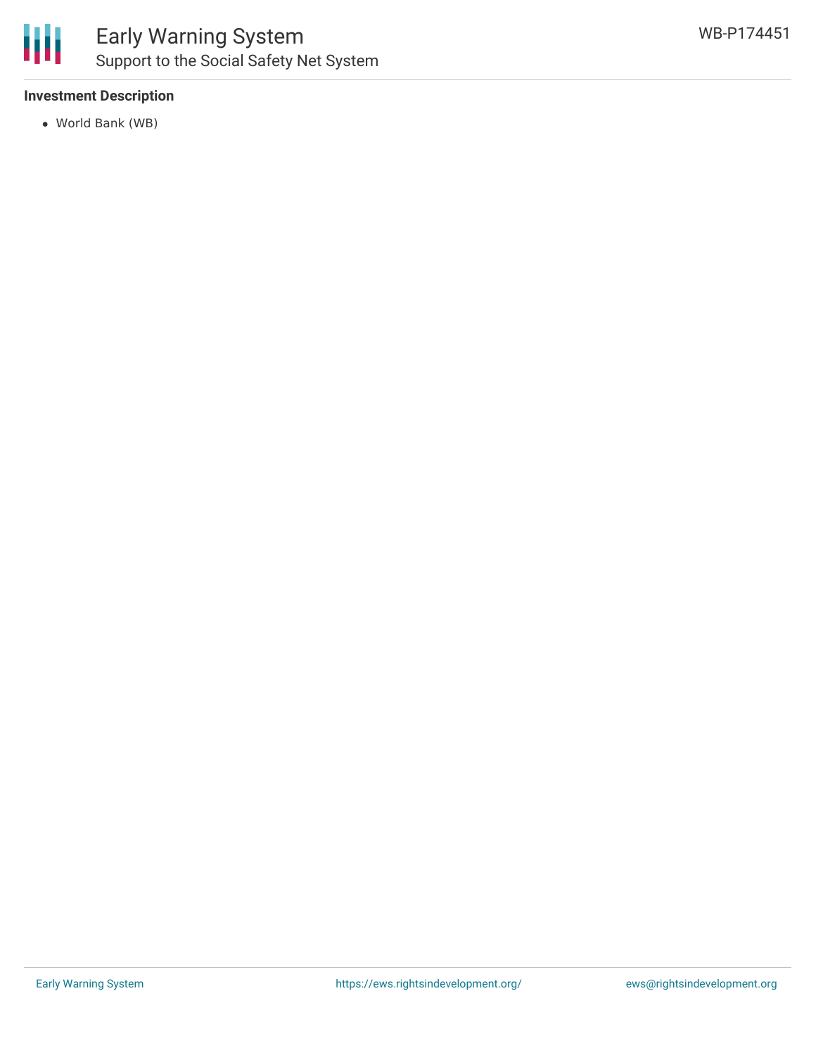**Investment Description**

- World Bank (WB)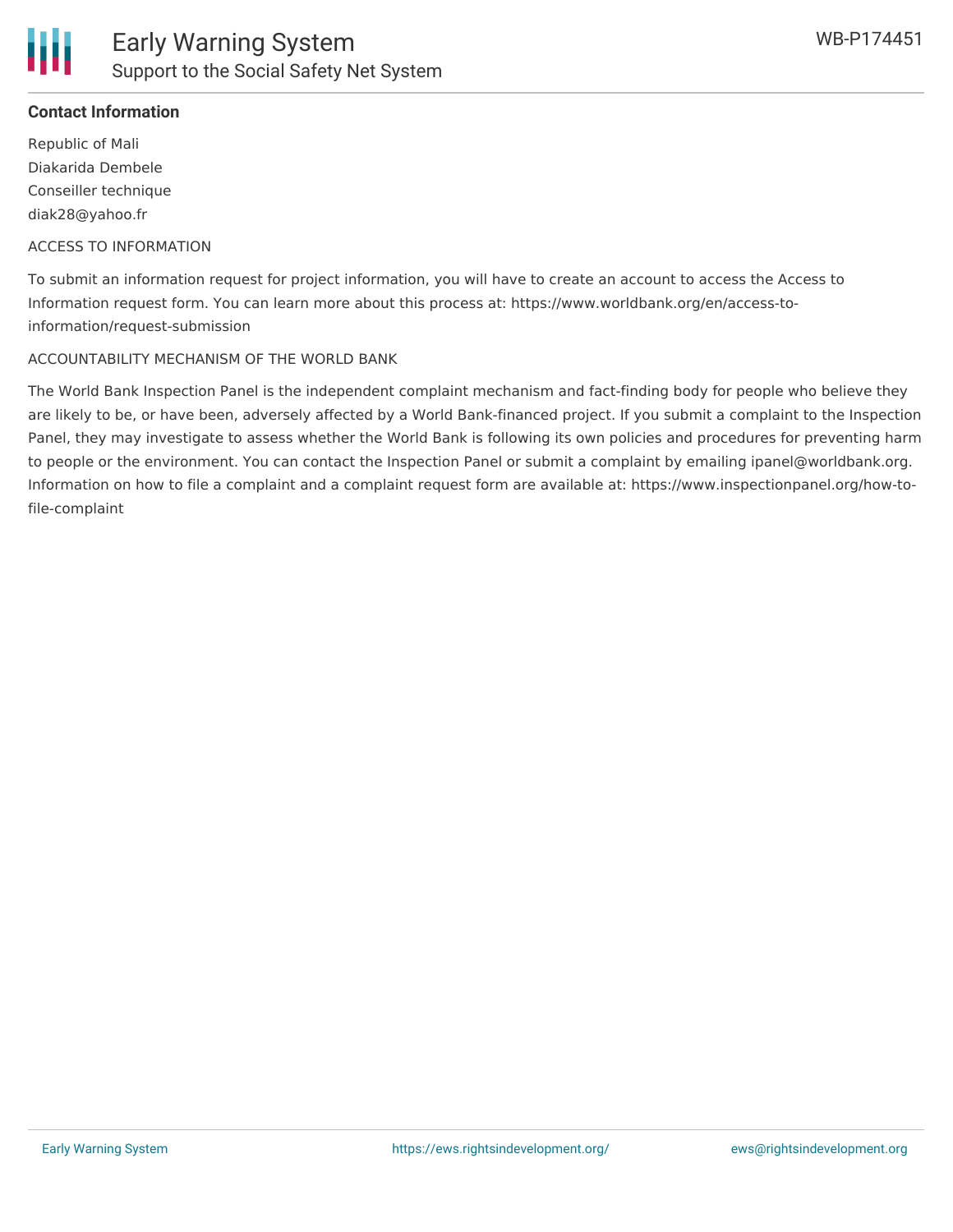**Contact Information**

Republic of Mali
Diakarida Dembele
Conseiller technique
diak28@yahoo.fr

ACCESS TO INFORMATION

To submit an information request for project information, you will have to create an account to access the Access to Information request form. You can learn more about this process at: https://www.worldbank.org/en/access-to-information/request-submission

ACCOUNTABILITY MECHANISM OF THE WORLD BANK

The World Bank Inspection Panel is the independent complaint mechanism and fact-finding body for people who believe they are likely to be, or have been, adversely affected by a World Bank-financed project. If you submit a complaint to the Inspection Panel, they may investigate to assess whether the World Bank is following its own policies and procedures for preventing harm to people or the environment. You can contact the Inspection Panel or submit a complaint by emailing ipanel@worldbank.org. Information on how to file a complaint and a complaint request form are available at: https://www.inspectionpanel.org/how-to-file-complaint